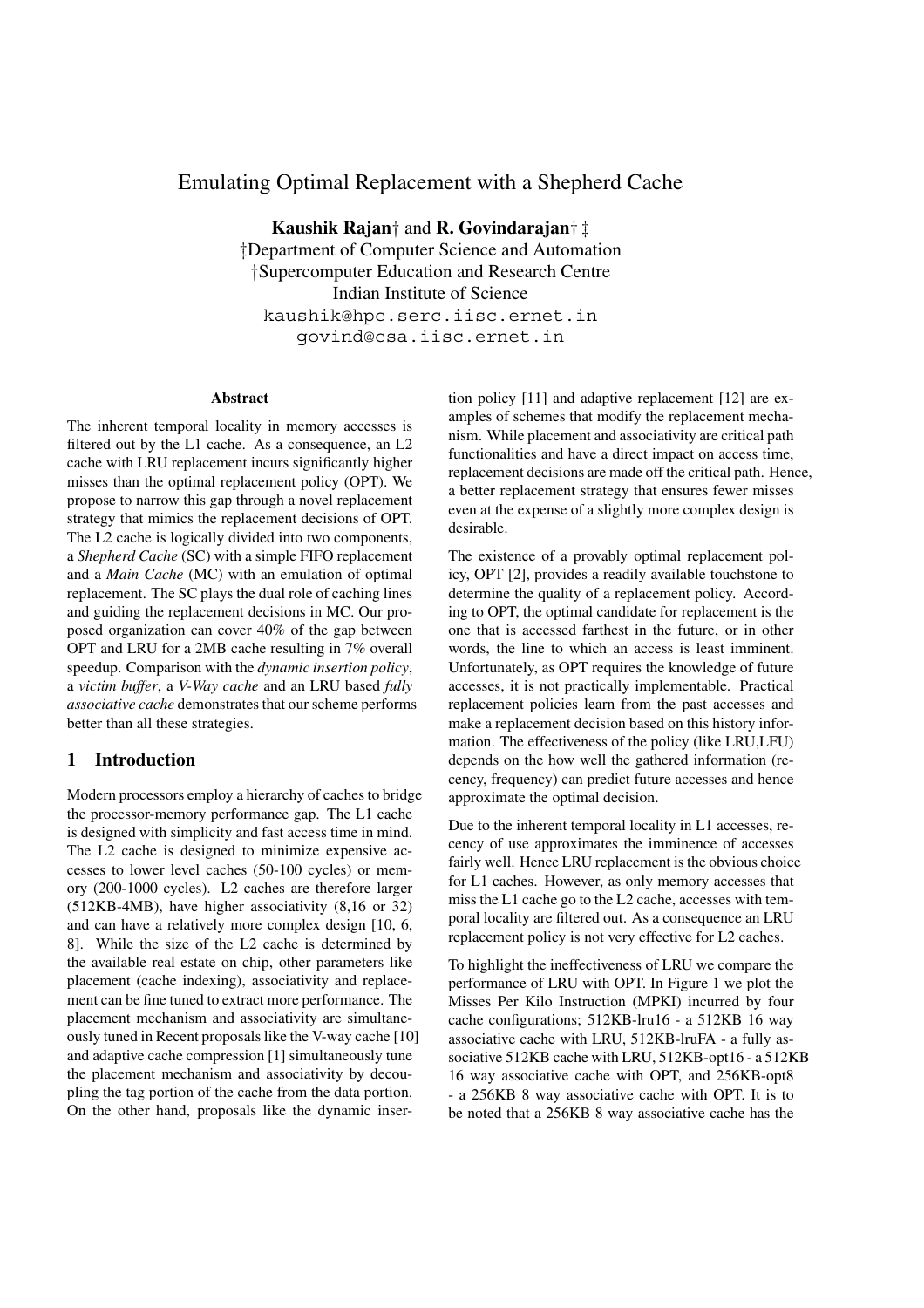# Emulating Optimal Replacement with a Shepherd Cache

**Kaushik Rajan**† and **R. Govindarajan**† ‡

‡Department of Computer Science and Automation
†Supercomputer Education and Research Centre
Indian Institute of Science
kaushik@hpc.serc.iisc.ernet.in
govind@csa.iisc.ernet.in

### Abstract

The inherent temporal locality in memory accesses is filtered out by the L1 cache. As a consequence, an L2 cache with LRU replacement incurs significantly higher misses than the optimal replacement policy (OPT). We propose to narrow this gap through a novel replacement strategy that mimics the replacement decisions of OPT. The L2 cache is logically divided into two components, a *Shepherd Cache* (SC) with a simple FIFO replacement and a *Main Cache* (MC) with an emulation of optimal replacement. The SC plays the dual role of caching lines and guiding the replacement decisions in MC. Our proposed organization can cover 40% of the gap between OPT and LRU for a 2MB cache resulting in 7% overall speedup. Comparison with the *dynamic insertion policy*, a *victim buffer*, a *V-Way cache* and an LRU based *fully associative cache* demonstrates that our scheme performs better than all these strategies.

## 1 Introduction

Modern processors employ a hierarchy of caches to bridge the processor-memory performance gap. The L1 cache is designed with simplicity and fast access time in mind. The L2 cache is designed to minimize expensive accesses to lower level caches (50-100 cycles) or memory (200-1000 cycles). L2 caches are therefore larger (512KB-4MB), have higher associativity (8,16 or 32) and can have a relatively more complex design [10, 6, 8]. While the size of the L2 cache is determined by the available real estate on chip, other parameters like placement (cache indexing), associativity and replacement can be fine tuned to extract more performance. The placement mechanism and associativity are simultaneously tuned in Recent proposals like the V-way cache [10] and adaptive cache compression [1] simultaneously tune the placement mechanism and associativity by decoupling the tag portion of the cache from the data portion. On the other hand, proposals like the dynamic insertion policy [11] and adaptive replacement [12] are examples of schemes that modify the replacement mechanism. While placement and associativity are critical path functionalities and have a direct impact on access time, replacement decisions are made off the critical path. Hence, a better replacement strategy that ensures fewer misses even at the expense of a slightly more complex design is desirable.

The existence of a provably optimal replacement policy, OPT [2], provides a readily available touchstone to determine the quality of a replacement policy. According to OPT, the optimal candidate for replacement is the one that is accessed farthest in the future, or in other words, the line to which an access is least imminent. Unfortunately, as OPT requires the knowledge of future accesses, it is not practically implementable. Practical replacement policies learn from the past accesses and make a replacement decision based on this history information. The effectiveness of the policy (like LRU,LFU) depends on the how well the gathered information (recency, frequency) can predict future accesses and hence approximate the optimal decision.

Due to the inherent temporal locality in L1 accesses, recency of use approximates the imminence of accesses fairly well. Hence LRU replacement is the obvious choice for L1 caches. However, as only memory accesses that miss the L1 cache go to the L2 cache, accesses with temporal locality are filtered out. As a consequence an LRU replacement policy is not very effective for L2 caches.

To highlight the ineffectiveness of LRU we compare the performance of LRU with OPT. In Figure 1 we plot the Misses Per Kilo Instruction (MPKI) incurred by four cache configurations; 512KB-lru16 - a 512KB 16 way associative cache with LRU, 512KB-lruFA - a fully associative 512KB cache with LRU, 512KB-opt16 - a 512KB 16 way associative cache with OPT, and 256KB-opt8 - a 256KB 8 way associative cache with OPT. It is to be noted that a 256KB 8 way associative cache has the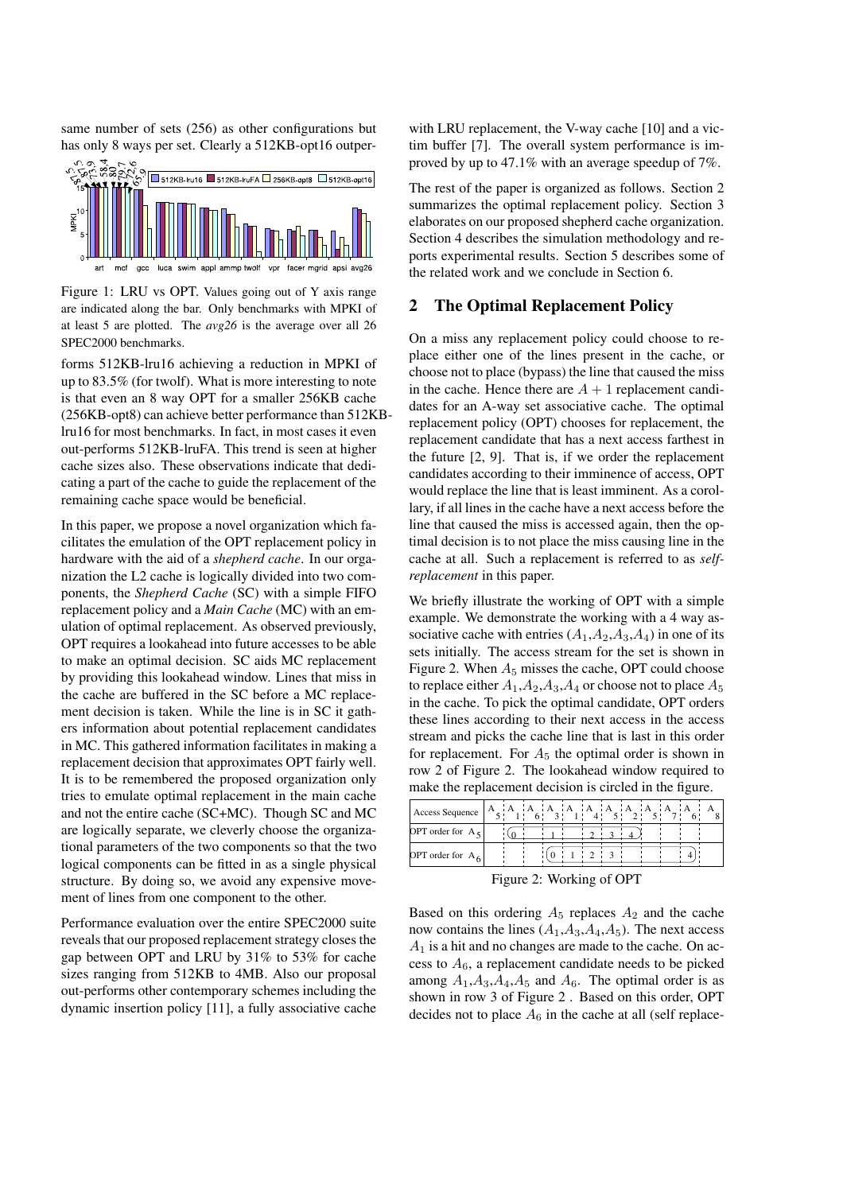same number of sets (256) as other configurations but has only 8 ways per set. Clearly a 512KB-opt16 outperforms 512KB-lru16 achieving a reduction in MPKI of up to 83.5% (for twolf). What is more interesting to note is that even an 8 way OPT for a smaller 256KB cache (256KB-opt8) can achieve better performance than 512KB-lru16 for most benchmarks. In fact, in most cases it even out-performs 512KB-lruFA. This trend is seen at higher cache sizes also. These observations indicate that dedicating a part of the cache to guide the replacement of the remaining cache space would be beneficial.

Figure 1: LRU vs OPT. Values going out of Y axis range are indicated along the bar. Only benchmarks with MPKI of at least 5 are plotted. The *avg26* is the average over all 26 SPEC2000 benchmarks.

In this paper, we propose a novel organization which facilitates the emulation of the OPT replacement policy in hardware with the aid of a *shepherd cache*. In our organization the L2 cache is logically divided into two components, the *Shepherd Cache* (SC) with a simple FIFO replacement policy and a *Main Cache* (MC) with an emulation of optimal replacement. As observed previously, OPT requires a lookahead into future accesses to be able to make an optimal decision. SC aids MC replacement by providing this lookahead window. Lines that miss in the cache are buffered in the SC before a MC replacement decision is taken. While the line is in SC it gathers information about potential replacement candidates in MC. This gathered information facilitates in making a replacement decision that approximates OPT fairly well. It is to be remembered the proposed organization only tries to emulate optimal replacement in the main cache and not the entire cache (SC+MC). Though SC and MC are logically separate, we cleverly choose the organizational parameters of the two components so that the two logical components can be fitted in as a single physical structure. By doing so, we avoid any expensive movement of lines from one component to the other.

Performance evaluation over the entire SPEC2000 suite reveals that our proposed replacement strategy closes the gap between OPT and LRU by 31% to 53% for cache sizes ranging from 512KB to 4MB. Also our proposal out-performs other contemporary schemes including the dynamic insertion policy [11], a fully associative cache with LRU replacement, the V-way cache [10] and a victim buffer [7]. The overall system performance is improved by up to 47.1% with an average speedup of 7%.

The rest of the paper is organized as follows. Section 2 summarizes the optimal replacement policy. Section 3 elaborates on our proposed shepherd cache organization. Section 4 describes the simulation methodology and reports experimental results. Section 5 describes some of the related work and we conclude in Section 6.

## 2 The Optimal Replacement Policy

On a miss any replacement policy could choose to replace either one of the lines present in the cache, or choose not to place (bypass) the line that caused the miss in the cache. Hence there are $A + 1$ replacement candidates for an A-way set associative cache. The optimal replacement policy (OPT) chooses for replacement, the replacement candidate that has a next access farthest in the future [2, 9]. That is, if we order the replacement candidates according to their imminence of access, OPT would replace the line that is least imminent. As a corollary, if all lines in the cache have a next access before the line that caused the miss is accessed again, then the optimal decision is to not place the miss causing line in the cache at all. Such a replacement is referred to as *self-replacement* in this paper.

We briefly illustrate the working of OPT with a simple example. We demonstrate the working with a 4 way associative cache with entries ($A_1$,$A_2$,$A_3$,$A_4$) in one of its sets initially. The access stream for the set is shown in Figure 2. When $A_5$ misses the cache, OPT could choose to replace either $A_1$,$A_2$,$A_3$,$A_4$ or choose not to place $A_5$ in the cache. To pick the optimal candidate, OPT orders these lines according to their next access in the access stream and picks the cache line that is last in this order for replacement. For $A_5$ the optimal order is shown in row 2 of Figure 2. The lookahead window required to make the replacement decision is circled in the figure.

| Access Sequence | $A_5$ | $A_1$ | $A_6$ | $A_3$ | $A_1$ | $A_4$ | $A_5$ | $A_2$ | $A_5$ | $A_7$ | $A_6$ | $A_8$ |
|---|---|---|---|---|---|---|---|---|---|---|---|---|
| OPT order for $A_5$ | | 0 | | 1 | | 2 | 3 | 4 | | | | |
| OPT order for $A_6$ | | | | 0 | 1 | 2 | 3 | | | | 4 | |

Figure 2: Working of OPT

Based on this ordering $A_5$ replaces $A_2$ and the cache now contains the lines ($A_1$,$A_3$,$A_4$,$A_5$). The next access $A_1$ is a hit and no changes are made to the cache. On access to $A_6$, a replacement candidate needs to be picked among $A_1$,$A_3$,$A_4$,$A_5$ and $A_6$. The optimal order is as shown in row 3 of Figure 2 . Based on this order, OPT decides not to place $A_6$ in the cache at all (self replace-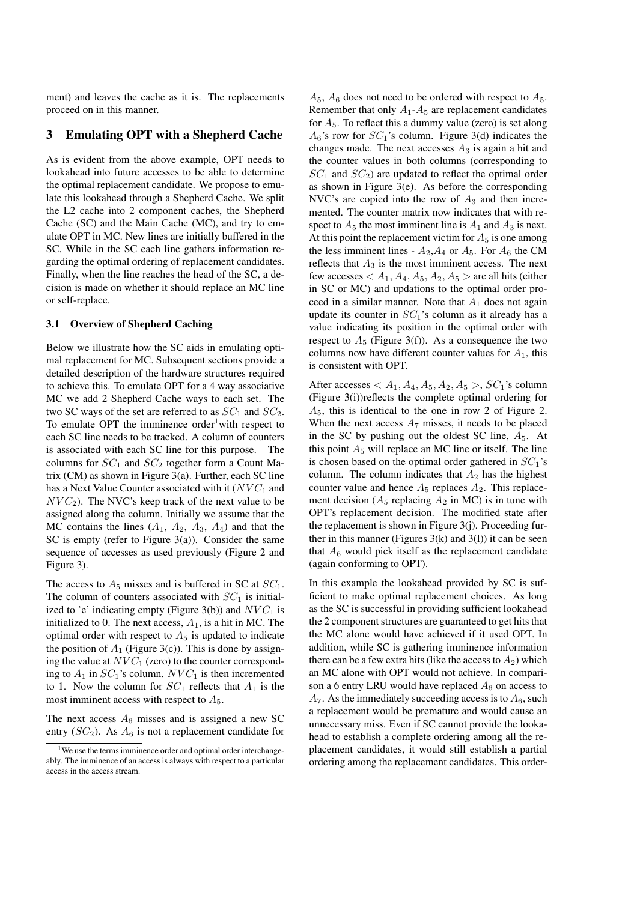ment) and leaves the cache as it is. The replacements proceed on in this manner.

## 3 Emulating OPT with a Shepherd Cache

As is evident from the above example, OPT needs to lookahead into future accesses to be able to determine the optimal replacement candidate. We propose to emulate this lookahead through a Shepherd Cache. We split the L2 cache into 2 component caches, the Shepherd Cache (SC) and the Main Cache (MC), and try to emulate OPT in MC. New lines are initially buffered in the SC. While in the SC each line gathers information regarding the optimal ordering of replacement candidates. Finally, when the line reaches the head of the SC, a decision is made on whether it should replace an MC line or self-replace.

### 3.1 Overview of Shepherd Caching

Below we illustrate how the SC aids in emulating optimal replacement for MC. Subsequent sections provide a detailed description of the hardware structures required to achieve this. To emulate OPT for a 4 way associative MC we add 2 Shepherd Cache ways to each set. The two SC ways of the set are referred to as $SC_1$ and $SC_2$. To emulate OPT the imminence order[1] with respect to each SC line needs to be tracked. A column of counters is associated with each SC line for this purpose. The columns for $SC_1$ and $SC_2$ together form a Count Matrix (CM) as shown in Figure 3(a). Further, each SC line has a Next Value Counter associated with it ($NVC_1$ and $NVC_2$). The NVC's keep track of the next value to be assigned along the column. Initially we assume that the MC contains the lines ($A_1$, $A_2$, $A_3$, $A_4$) and that the SC is empty (refer to Figure 3(a)). Consider the same sequence of accesses as used previously (Figure 2 and Figure 3).

The access to $A_5$ misses and is buffered in SC at $SC_1$. The column of counters associated with $SC_1$ is initialized to 'e' indicating empty (Figure 3(b)) and $NVC_1$ is initialized to 0. The next access, $A_1$, is a hit in MC. The optimal order with respect to $A_5$ is updated to indicate the position of $A_1$ (Figure 3(c)). This is done by assigning the value at $NVC_1$ (zero) to the counter corresponding to $A_1$ in $SC_1$'s column. $NVC_1$ is then incremented to 1. Now the column for $SC_1$ reflects that $A_1$ is the most imminent access with respect to $A_5$.

The next access $A_6$ misses and is assigned a new SC entry ($SC_2$). As $A_6$ is not a replacement candidate for $A_5$, $A_6$ does not need to be ordered with respect to $A_5$. Remember that only $A_1$-$A_5$ are replacement candidates for $A_5$. To reflect this a dummy value (zero) is set along $A_6$'s row for $SC_1$'s column. Figure 3(d) indicates the changes made. The next accesses $A_3$ is again a hit and the counter values in both columns (corresponding to $SC_1$ and $SC_2$) are updated to reflect the optimal order as shown in Figure 3(e). As before the corresponding NVC's are copied into the row of $A_3$ and then incremented. The counter matrix now indicates that with respect to $A_5$ the most imminent line is $A_1$ and $A_3$ is next. At this point the replacement victim for $A_5$ is one among the less imminent lines - $A_2$,$A_4$ or $A_5$. For $A_6$ the CM reflects that $A_3$ is the most imminent access. The next few accesses $< A_1, A_4, A_5, A_2, A_5 >$ are all hits (either in SC or MC) and updations to the optimal order proceed in a similar manner. Note that $A_1$ does not again update its counter in $SC_1$'s column as it already has a value indicating its position in the optimal order with respect to $A_5$ (Figure 3(f)). As a consequence the two columns now have different counter values for $A_1$, this is consistent with OPT.

After accesses $< A_1, A_4, A_5, A_2, A_5 >$, $SC_1$'s column (Figure 3(i))reflects the complete optimal ordering for $A_5$, this is identical to the one in row 2 of Figure 2. When the next access $A_7$ misses, it needs to be placed in the SC by pushing out the oldest SC line, $A_5$. At this point $A_5$ will replace an MC line or itself. The line is chosen based on the optimal order gathered in $SC_1$'s column. The column indicates that $A_2$ has the highest counter value and hence $A_5$ replaces $A_2$. This replacement decision ($A_5$ replacing $A_2$ in MC) is in tune with OPT's replacement decision. The modified state after the replacement is shown in Figure 3(j). Proceeding further in this manner (Figures 3(k) and 3(l)) it can be seen that $A_6$ would pick itself as the replacement candidate (again conforming to OPT).

In this example the lookahead provided by SC is sufficient to make optimal replacement choices. As long as the SC is successful in providing sufficient lookahead the 2 component structures are guaranteed to get hits that the MC alone would have achieved if it used OPT. In addition, while SC is gathering imminence information there can be a few extra hits (like the access to $A_2$) which an MC alone with OPT would not achieve. In comparison a 6 entry LRU would have replaced $A_6$ on access to $A_7$. As the immediately succeeding access is to $A_6$, such a replacement would be premature and would cause an unnecessary miss. Even if SC cannot provide the lookahead to establish a complete ordering among all the replacement candidates, it would still establish a partial ordering among the replacement candidates. This order-

[1] We use the terms imminence order and optimal order interchangeably. The imminence of an access is always with respect to a particular access in the access stream.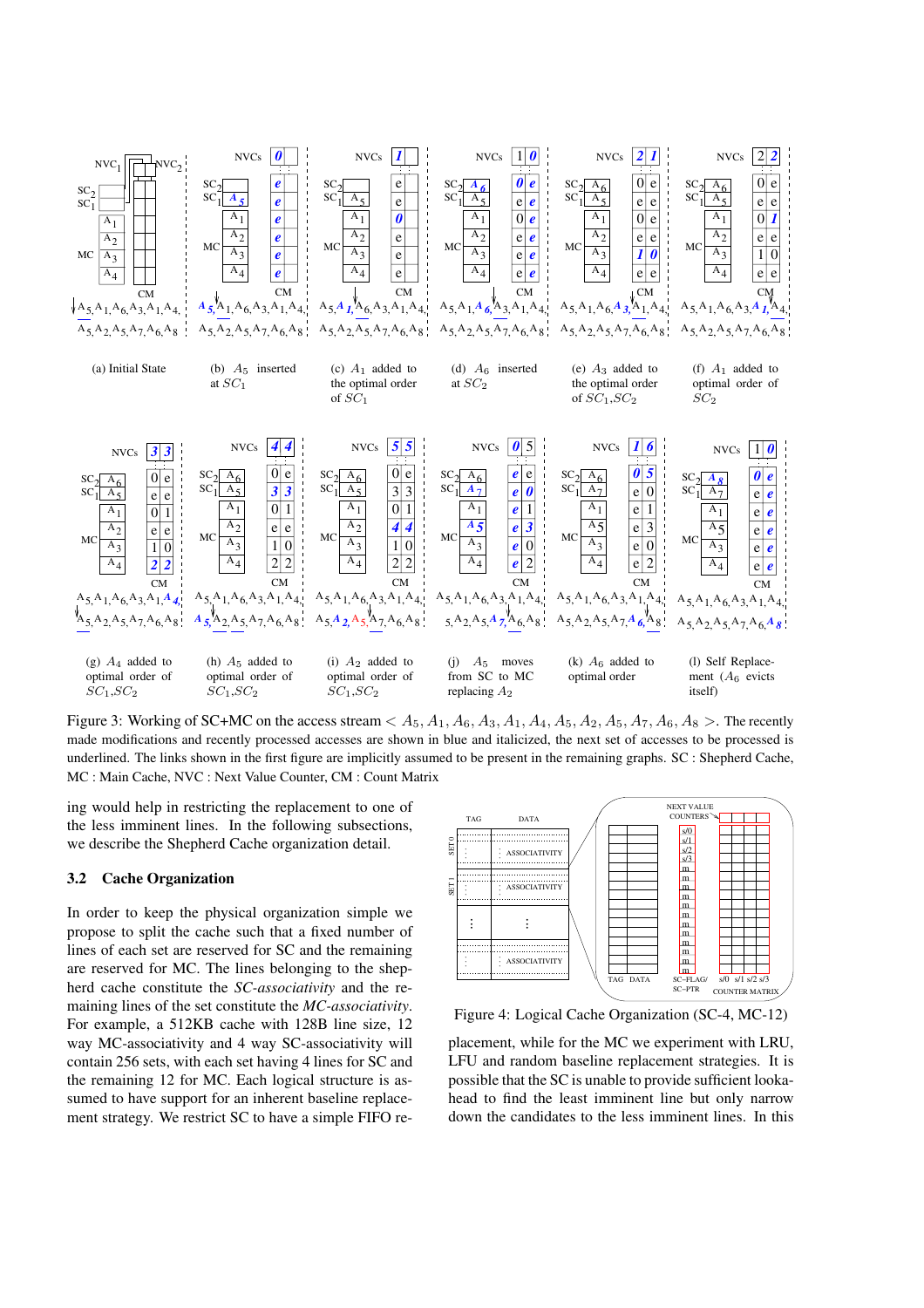Figure 3: Working of SC+MC on the access stream $< A_5, A_1, A_6, A_3, A_1, A_4, A_5, A_2, A_5, A_7, A_6, A_8 >$. The recently made modifications and recently processed accesses are shown in blue and italicized, the next set of accesses to be processed is underlined. The links shown in the first figure are implicitly assumed to be present in the remaining graphs. SC : Shepherd Cache, MC : Main Cache, NVC : Next Value Counter, CM : Count Matrix

(a) Initial State (b) $A_5$ inserted at $SC_1$ (c) $A_1$ added to the optimal order of $SC_1$ (d) $A_6$ inserted at $SC_2$ (e) $A_3$ added to the optimal order of $SC_1$,$SC_2$ (f) $A_1$ added to optimal order of $SC_2$

(g) $A_4$ added to optimal order of $SC_1$,$SC_2$ (h) $A_5$ added to optimal order of $SC_1$,$SC_2$ (i) $A_2$ added to optimal order of $SC_1$,$SC_2$ (j) $A_5$ moves from SC to MC replacing $A_2$ (k) $A_6$ added to optimal order (l) Self Replacement ($A_6$ evicts itself)

ing would help in restricting the replacement to one of the less imminent lines. In the following subsections, we describe the Shepherd Cache organization detail.

### 3.2 Cache Organization

In order to keep the physical organization simple we propose to split the cache such that a fixed number of lines of each set are reserved for SC and the remaining are reserved for MC. The lines belonging to the shepherd cache constitute the *SC-associativity* and the remaining lines of the set constitute the *MC-associativity*. For example, a 512KB cache with 128B line size, 12 way MC-associativity and 4 way SC-associativity will contain 256 sets, with each set having 4 lines for SC and the remaining 12 for MC. Each logical structure is assumed to have support for an inherent baseline replacement strategy. We restrict SC to have a simple FIFO replacement, while for the MC we experiment with LRU, LFU and random baseline replacement strategies. It is possible that the SC is unable to provide sufficient lookahead to find the least imminent line but only narrow down the candidates to the less imminent lines. In this

Figure 4: Logical Cache Organization (SC-4, MC-12)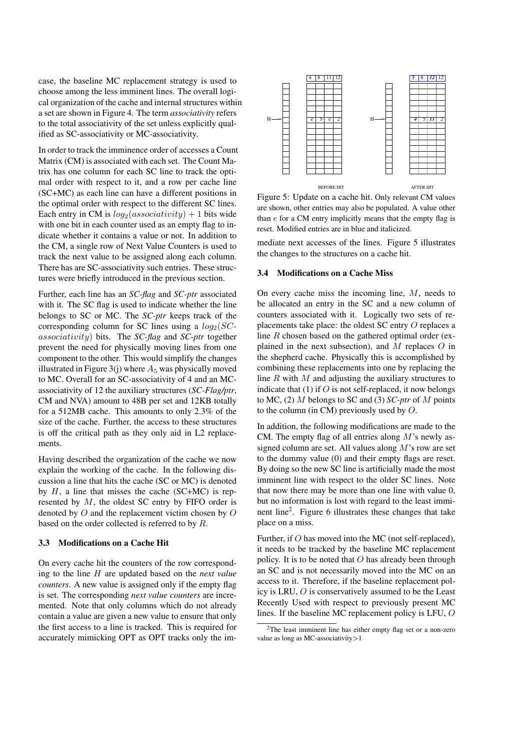case, the baseline MC replacement strategy is used to choose among the less imminent lines. The overall logical organization of the cache and internal structures within a set are shown in Figure 4. The term *associativity* refers to the total associativity of the set unless explicitly qualified as SC-associativity or MC-associativity.

In order to track the imminence order of accesses a Count Matrix (CM) is associated with each set. The Count Matrix has one column for each SC line to track the optimal order with respect to it, and a row per cache line (SC+MC) as each line can have a different positions in the optimal order with respect to the different SC lines. Each entry in CM is $log_2(associativity) + 1$ bits wide with one bit in each counter used as an empty flag to indicate whether it contains a value or not. In addition to the CM, a single row of Next Value Counters is used to track the next value to be assigned along each column. There has are SC-associativity such entries. These structures were briefly introduced in the previous section.

Further, each line has an *SC-flag* and *SC-ptr* associated with it. The SC flag is used to indicate whether the line belongs to SC or MC. The *SC-ptr* keeps track of the corresponding column for SC lines using a $log_2(SC\text{-}associativity)$ bits. The *SC-flag* and *SC-ptr* together prevent the need for physically moving lines from one component to the other. This would simplify the changes illustrated in Figure 3(j) where $A_5$ was physically moved to MC. Overall for an SC-associativity of 4 and an MC-associativity of 12 the auxiliary structures (*SC-Flag/ptr*, CM and NVA) amount to 48B per set and 12KB totally for a 512MB cache. This amounts to only 2.3% of the size of the cache. Further, the access to these structures is off the critical path as they only aid in L2 replacements.

Having described the organization of the cache we now explain the working of the cache. In the following discussion a line that hits the cache (SC or MC) is denoted by $H$, a line that misses the cache (SC+MC) is represented by $M$, the oldest SC entry by FIFO order is denoted by $O$ and the replacement victim chosen by $O$ based on the order collected is referred to by $R$.

### 3.3 Modifications on a Cache Hit

On every cache hit the counters of the row corresponding to the line $H$ are updated based on the *next value counters*. A new value is assigned only if the empty flag is set. The corresponding *next value counters* are incremented. Note that only columns which do not already contain a value are given a new value to ensure that only the first access to a line is tracked. This is required for accurately mimicking OPT as OPT tracks only the immediate next accesses of the lines. Figure 5 illustrates the changes to the structures on a cache hit.

Figure 5: Update on a cache hit. Only relevant CM values are shown, other entries may also be populated. A value other than $e$ for a CM entry implicitly means that the empty flag is reset. Modified entries are in blue and italicized.

### 3.4 Modifications on a Cache Miss

On every cache miss the incoming line, $M$, needs to be allocated an entry in the SC and a new column of counters associated with it. Logically two sets of replacements take place: the oldest SC entry $O$ replaces a line $R$ chosen based on the gathered optimal order (explained in the next subsection), and $M$ replaces $O$ in the shepherd cache. Physically this is accomplished by combining these replacements into one by replacing the line $R$ with $M$ and adjusting the auxiliary structures to indicate that (1) if $O$ is not self-replaced, it now belongs to MC, (2) $M$ belongs to SC and (3) *SC-ptr* of $M$ points to the column (in CM) previously used by $O$.

In addition, the following modifications are made to the CM. The empty flag of all entries along $M$'s newly assigned column are set. All values along $M$'s row are set to the dummy value (0) and their empty flags are reset. By doing so the new SC line is artificially made the most imminent line with respect to the older SC lines. Note that now there may be more than one line with value 0, but no information is lost with regard to the least imminent line[2]. Figure 6 illustrates these changes that take place on a miss.

Further, if $O$ has moved into the MC (not self-replaced), it needs to be tracked by the baseline MC replacement policy. It is to be noted that $O$ has already been through an SC and is not necessarily moved into the MC on an access to it. Therefore, if the baseline replacement policy is LRU, $O$ is conservatively assumed to be the Least Recently Used with respect to previously present MC lines. If the baseline MC replacement policy is LFU, $O$

[2] The least imminent line has either empty flag set or a non-zero value as long as MC-associativity>1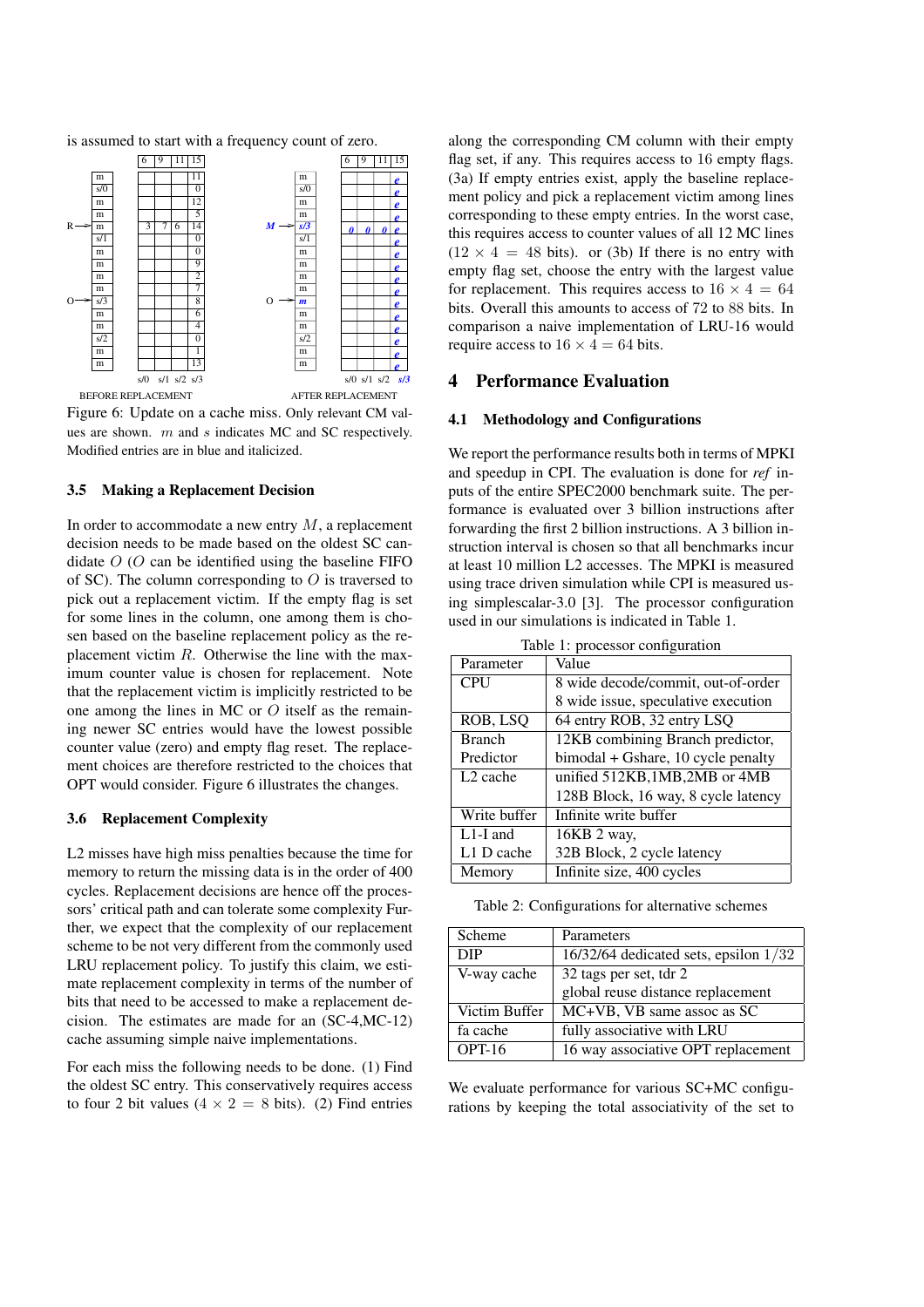is assumed to start with a frequency count of zero.

Figure 6: Update on a cache miss. Only relevant CM values are shown. $m$ and $s$ indicates MC and SC respectively. Modified entries are in blue and italicized.

### 3.5 Making a Replacement Decision

In order to accommodate a new entry $M$, a replacement decision needs to be made based on the oldest SC candidate $O$ ($O$ can be identified using the baseline FIFO of SC). The column corresponding to $O$ is traversed to pick out a replacement victim. If the empty flag is set for some lines in the column, one among them is chosen based on the baseline replacement policy as the replacement victim $R$. Otherwise the line with the maximum counter value is chosen for replacement. Note that the replacement victim is implicitly restricted to be one among the lines in MC or $O$ itself as the remaining newer SC entries would have the lowest possible counter value (zero) and empty flag reset. The replacement choices are therefore restricted to the choices that OPT would consider. Figure 6 illustrates the changes.

### 3.6 Replacement Complexity

L2 misses have high miss penalties because the time for memory to return the missing data is in the order of 400 cycles. Replacement decisions are hence off the processors' critical path and can tolerate some complexity Further, we expect that the complexity of our replacement scheme to be not very different from the commonly used LRU replacement policy. To justify this claim, we estimate replacement complexity in terms of the number of bits that need to be accessed to make a replacement decision. The estimates are made for an (SC-4,MC-12) cache assuming simple naive implementations.

For each miss the following needs to be done. (1) Find the oldest SC entry. This conservatively requires access to four 2 bit values ($4 \times 2 = 8$ bits). (2) Find entries along the corresponding CM column with their empty flag set, if any. This requires access to 16 empty flags. (3a) If empty entries exist, apply the baseline replacement policy and pick a replacement victim among lines corresponding to these empty entries. In the worst case, this requires access to counter values of all 12 MC lines ($12 \times 4 = 48$ bits). or (3b) If there is no entry with empty flag set, choose the entry with the largest value for replacement. This requires access to $16 \times 4 = 64$ bits. Overall this amounts to access of 72 to 88 bits. In comparison a naive implementation of LRU-16 would require access to $16 \times 4 = 64$ bits.

## 4 Performance Evaluation

### 4.1 Methodology and Configurations

We report the performance results both in terms of MPKI and speedup in CPI. The evaluation is done for *ref* inputs of the entire SPEC2000 benchmark suite. The performance is evaluated over 3 billion instructions after forwarding the first 2 billion instructions. A 3 billion instruction interval is chosen so that all benchmarks incur at least 10 million L2 accesses. The MPKI is measured using trace driven simulation while CPI is measured using simplescalar-3.0 [3]. The processor configuration used in our simulations is indicated in Table 1.

Table 1: processor configuration

| Parameter | Value |
|---|---|
| CPU | 8 wide decode/commit, out-of-order 8 wide issue, speculative execution |
| ROB, LSQ | 64 entry ROB, 32 entry LSQ |
| Branch Predictor | 12KB combining Branch predictor, bimodal + Gshare, 10 cycle penalty |
| L2 cache | unified 512KB,1MB,2MB or 4MB 128B Block, 16 way, 8 cycle latency |
| Write buffer | Infinite write buffer |
| L1-I and L1 D cache | 16KB 2 way, 32B Block, 2 cycle latency |
| Memory | Infinite size, 400 cycles |

Table 2: Configurations for alternative schemes

| Scheme | Parameters |
|---|---|
| DIP | 16/32/64 dedicated sets, epsilon $1/32$ |
| V-way cache | 32 tags per set, tdr 2 global reuse distance replacement |
| Victim Buffer | MC+VB, VB same assoc as SC |
| fa cache | fully associative with LRU |
| OPT-16 | 16 way associative OPT replacement |

We evaluate performance for various SC+MC configurations by keeping the total associativity of the set to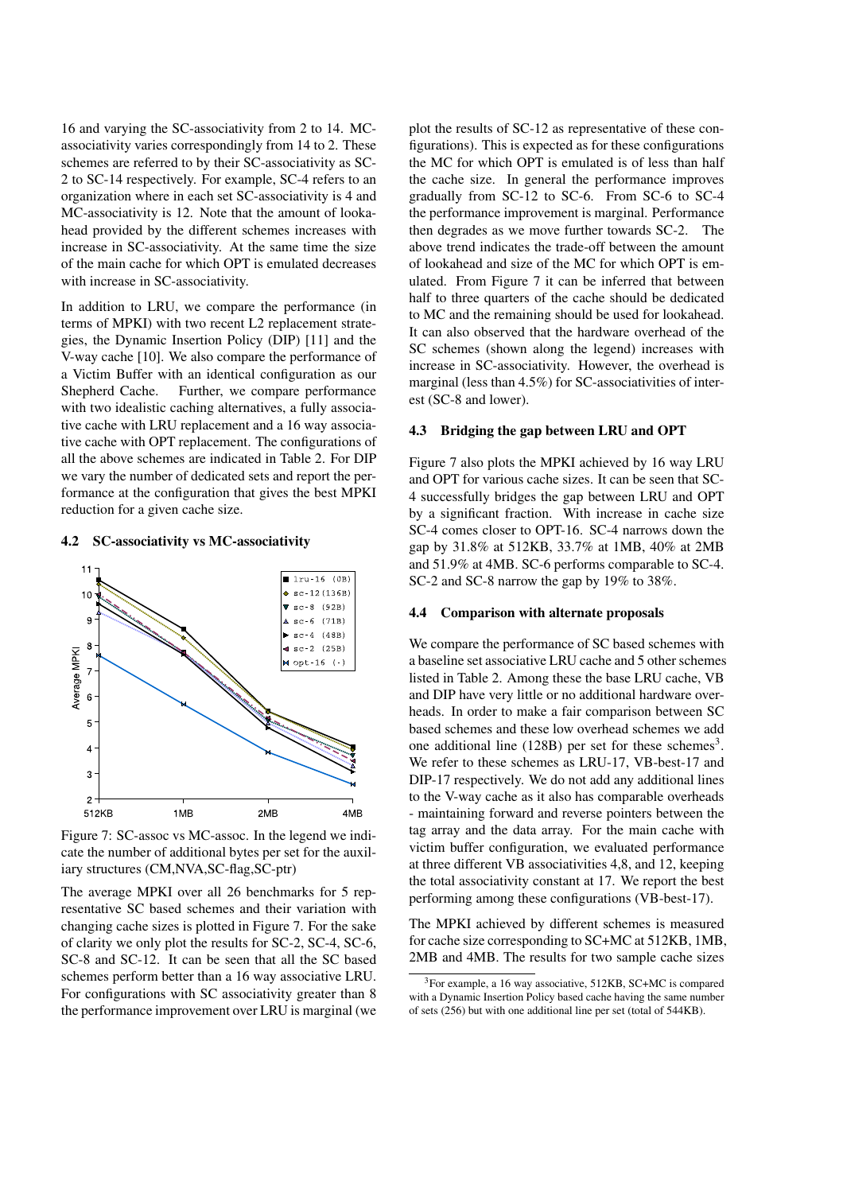16 and varying the SC-associativity from 2 to 14. MC-associativity varies correspondingly from 14 to 2. These schemes are referred to by their SC-associativity as SC-2 to SC-14 respectively. For example, SC-4 refers to an organization where in each set SC-associativity is 4 and MC-associativity is 12. Note that the amount of lookahead provided by the different schemes increases with increase in SC-associativity. At the same time the size of the main cache for which OPT is emulated decreases with increase in SC-associativity.

In addition to LRU, we compare the performance (in terms of MPKI) with two recent L2 replacement strategies, the Dynamic Insertion Policy (DIP) [11] and the V-way cache [10]. We also compare the performance of a Victim Buffer with an identical configuration as our Shepherd Cache. Further, we compare performance with two idealistic caching alternatives, a fully associative cache with LRU replacement and a 16 way associative cache with OPT replacement. The configurations of all the above schemes are indicated in Table 2. For DIP we vary the number of dedicated sets and report the performance at the configuration that gives the best MPKI reduction for a given cache size.

### 4.2 SC-associativity vs MC-associativity

Figure 7: SC-assoc vs MC-assoc. In the legend we indicate the number of additional bytes per set for the auxiliary structures (CM,NVA,SC-flag,SC-ptr)

The average MPKI over all 26 benchmarks for 5 representative SC based schemes and their variation with changing cache sizes is plotted in Figure 7. For the sake of clarity we only plot the results for SC-2, SC-4, SC-6, SC-8 and SC-12. It can be seen that all the SC based schemes perform better than a 16 way associative LRU. For configurations with SC associativity greater than 8 the performance improvement over LRU is marginal (we plot the results of SC-12 as representative of these configurations). This is expected as for these configurations the MC for which OPT is emulated is of less than half the cache size. In general the performance improves gradually from SC-12 to SC-6. From SC-6 to SC-4 the performance improvement is marginal. Performance then degrades as we move further towards SC-2. The above trend indicates the trade-off between the amount of lookahead and size of the MC for which OPT is emulated. From Figure 7 it can be inferred that between half to three quarters of the cache should be dedicated to MC and the remaining should be used for lookahead. It can also observed that the hardware overhead of the SC schemes (shown along the legend) increases with increase in SC-associativity. However, the overhead is marginal (less than 4.5%) for SC-associativities of interest (SC-8 and lower).

### 4.3 Bridging the gap between LRU and OPT

Figure 7 also plots the MPKI achieved by 16 way LRU and OPT for various cache sizes. It can be seen that SC-4 successfully bridges the gap between LRU and OPT by a significant fraction. With increase in cache size SC-4 comes closer to OPT-16. SC-4 narrows down the gap by 31.8% at 512KB, 33.7% at 1MB, 40% at 2MB and 51.9% at 4MB. SC-6 performs comparable to SC-4. SC-2 and SC-8 narrow the gap by 19% to 38%.

### 4.4 Comparison with alternate proposals

We compare the performance of SC based schemes with a baseline set associative LRU cache and 5 other schemes listed in Table 2. Among these the base LRU cache, VB and DIP have very little or no additional hardware overheads. In order to make a fair comparison between SC based schemes and these low overhead schemes we add one additional line (128B) per set for these schemes[3]. We refer to these schemes as LRU-17, VB-best-17 and DIP-17 respectively. We do not add any additional lines to the V-way cache as it also has comparable overheads - maintaining forward and reverse pointers between the tag array and the data array. For the main cache with victim buffer configuration, we evaluated performance at three different VB associativities 4,8, and 12, keeping the total associativity constant at 17. We report the best performing among these configurations (VB-best-17).

The MPKI achieved by different schemes is measured for cache size corresponding to SC+MC at 512KB, 1MB, 2MB and 4MB. The results for two sample cache sizes

[3] For example, a 16 way associative, 512KB, SC+MC is compared with a Dynamic Insertion Policy based cache having the same number of sets (256) but with one additional line per set (total of 544KB).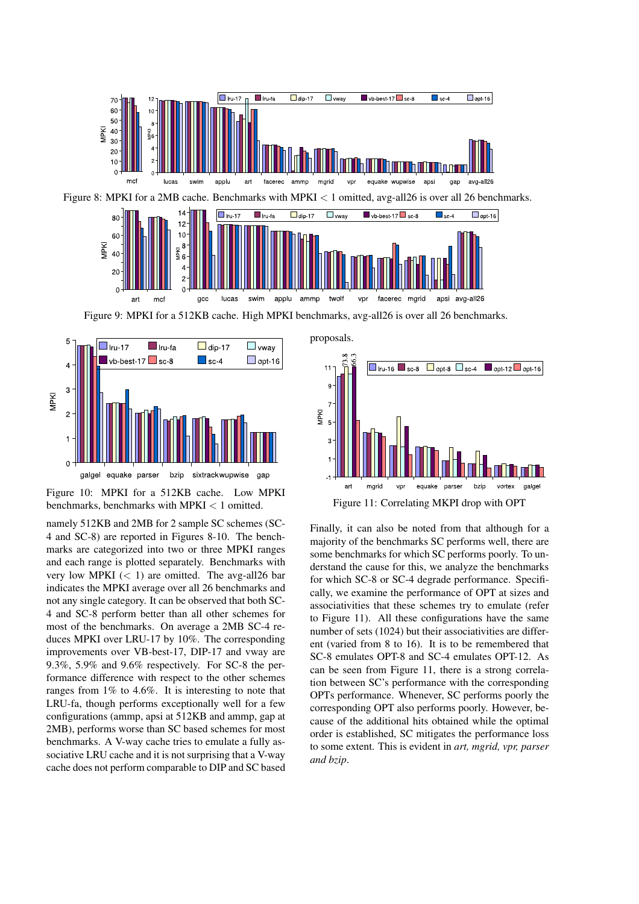Figure 8: MPKI for a 2MB cache. Benchmarks with MPKI < 1 omitted, avg-all26 is over all 26 benchmarks.

Figure 9: MPKI for a 512KB cache. High MPKI benchmarks, avg-all26 is over all 26 benchmarks.

Figure 10: MPKI for a 512KB cache. Low MPKI benchmarks, benchmarks with MPKI < 1 omitted.

namely 512KB and 2MB for 2 sample SC schemes (SC-4 and SC-8) are reported in Figures 8-10. The benchmarks are categorized into two or three MPKI ranges and each range is plotted separately. Benchmarks with very low MPKI (< 1) are omitted. The avg-all26 bar indicates the MPKI average over all 26 benchmarks and not any single category. It can be observed that both SC-4 and SC-8 perform better than all other schemes for most of the benchmarks. On average a 2MB SC-4 reduces MPKI over LRU-17 by 10%. The corresponding improvements over VB-best-17, DIP-17 and vway are 9.3%, 5.9% and 9.6% respectively. For SC-8 the performance difference with respect to the other schemes ranges from 1% to 4.6%. It is interesting to note that LRU-fa, though performs exceptionally well for a few configurations (ammp, apsi at 512KB and ammp, gap at 2MB), performs worse than SC based schemes for most benchmarks. A V-way cache tries to emulate a fully associative LRU cache and it is not surprising that a V-way cache does not perform comparable to DIP and SC based proposals.

Figure 11: Correlating MKPI drop with OPT

Finally, it can also be noted from that although for a majority of the benchmarks SC performs well, there are some benchmarks for which SC performs poorly. To understand the cause for this, we analyze the benchmarks for which SC-8 or SC-4 degrade performance. Specifically, we examine the performance of OPT at sizes and associativities that these schemes try to emulate (refer to Figure 11). All these configurations have the same number of sets (1024) but their associativities are different (varied from 8 to 16). It is to be remembered that SC-8 emulates OPT-8 and SC-4 emulates OPT-12. As can be seen from Figure 11, there is a strong correlation between SC's performance with the corresponding OPTs performance. Whenever, SC performs poorly the corresponding OPT also performs poorly. However, because of the additional hits obtained while the optimal order is established, SC mitigates the performance loss to some extent. This is evident in *art, mgrid, vpr, parser and bzip*.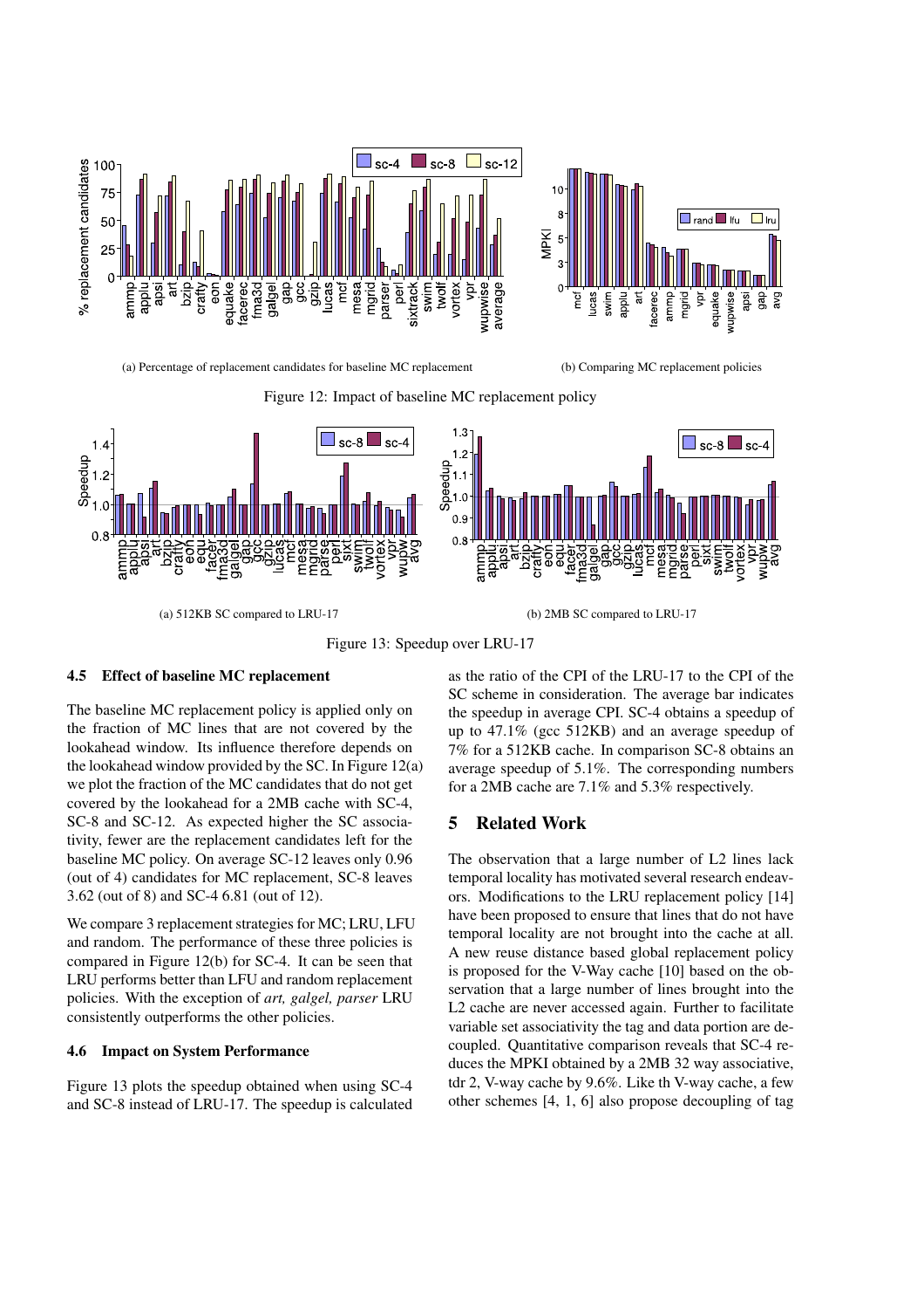(a) Percentage of replacement candidates for baseline MC replacement

(b) Comparing MC replacement policies

Figure 12: Impact of baseline MC replacement policy

(a) 512KB SC compared to LRU-17

(b) 2MB SC compared to LRU-17

Figure 13: Speedup over LRU-17

### 4.5 Effect of baseline MC replacement

The baseline MC replacement policy is applied only on the fraction of MC lines that are not covered by the lookahead window. Its influence therefore depends on the lookahead window provided by the SC. In Figure 12(a) we plot the fraction of the MC candidates that do not get covered by the lookahead for a 2MB cache with SC-4, SC-8 and SC-12. As expected higher the SC associativity, fewer are the replacement candidates left for the baseline MC policy. On average SC-12 leaves only 0.96 (out of 4) candidates for MC replacement, SC-8 leaves 3.62 (out of 8) and SC-4 6.81 (out of 12).

We compare 3 replacement strategies for MC; LRU, LFU and random. The performance of these three policies is compared in Figure 12(b) for SC-4. It can be seen that LRU performs better than LFU and random replacement policies. With the exception of *art, galgel, parser* LRU consistently outperforms the other policies.

### 4.6 Impact on System Performance

Figure 13 plots the speedup obtained when using SC-4 and SC-8 instead of LRU-17. The speedup is calculated as the ratio of the CPI of the LRU-17 to the CPI of the SC scheme in consideration. The average bar indicates the speedup in average CPI. SC-4 obtains a speedup of up to 47.1% (gcc 512KB) and an average speedup of 7% for a 512KB cache. In comparison SC-8 obtains an average speedup of 5.1%. The corresponding numbers for a 2MB cache are 7.1% and 5.3% respectively.

## 5 Related Work

The observation that a large number of L2 lines lack temporal locality has motivated several research endeavors. Modifications to the LRU replacement policy [14] have been proposed to ensure that lines that do not have temporal locality are not brought into the cache at all. A new reuse distance based global replacement policy is proposed for the V-Way cache [10] based on the observation that a large number of lines brought into the L2 cache are never accessed again. Further to facilitate variable set associativity the tag and data portion are decoupled. Quantitative comparison reveals that SC-4 reduces the MPKI obtained by a 2MB 32 way associative, tdr 2, V-way cache by 9.6%. Like th V-way cache, a few other schemes [4, 1, 6] also propose decoupling of tag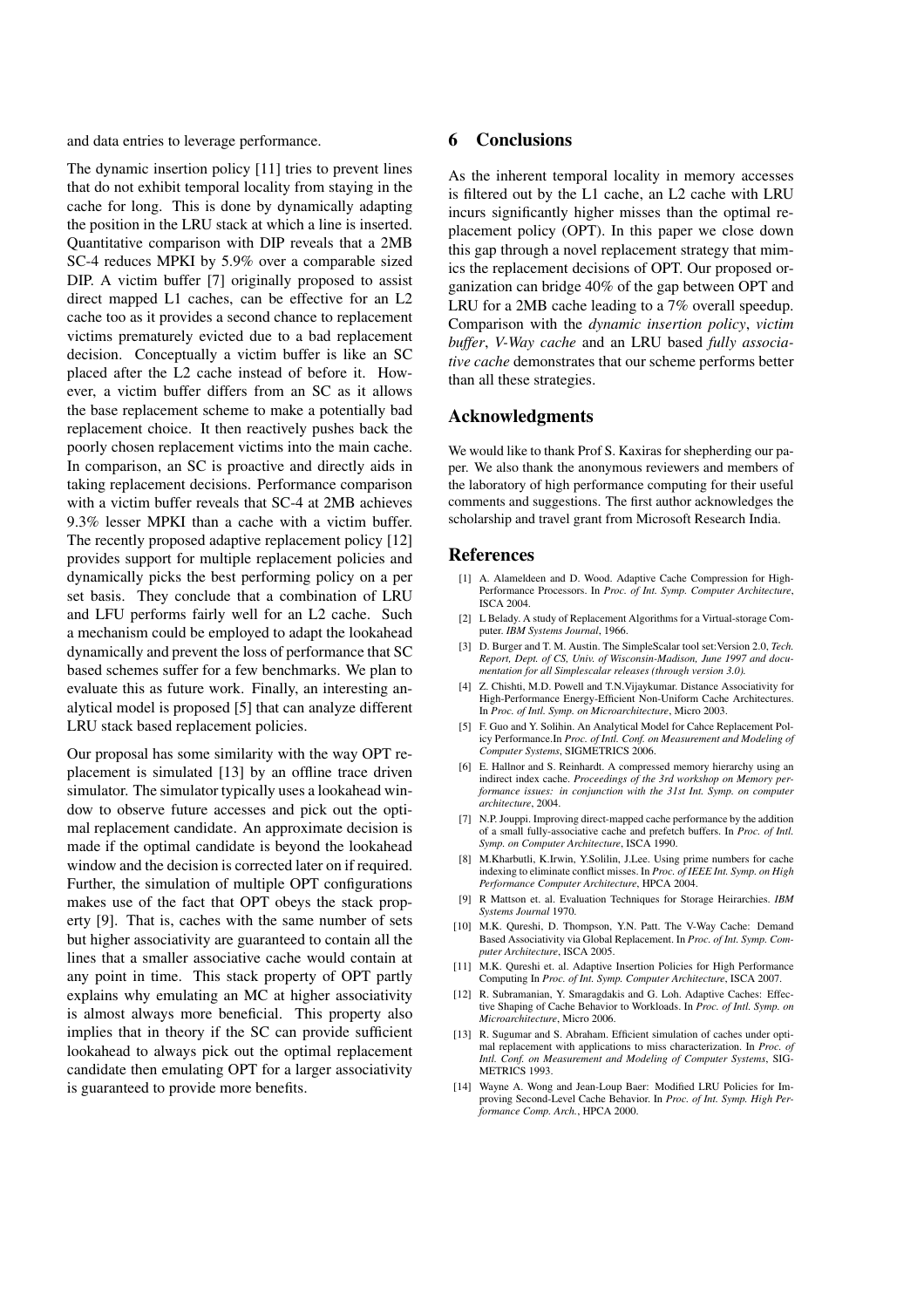and data entries to leverage performance.

The dynamic insertion policy [11] tries to prevent lines that do not exhibit temporal locality from staying in the cache for long. This is done by dynamically adapting the position in the LRU stack at which a line is inserted. Quantitative comparison with DIP reveals that a 2MB SC-4 reduces MPKI by 5.9% over a comparable sized DIP. A victim buffer [7] originally proposed to assist direct mapped L1 caches, can be effective for an L2 cache too as it provides a second chance to replacement victims prematurely evicted due to a bad replacement decision. Conceptually a victim buffer is like an SC placed after the L2 cache instead of before it. However, a victim buffer differs from an SC as it allows the base replacement scheme to make a potentially bad replacement choice. It then reactively pushes back the poorly chosen replacement victims into the main cache. In comparison, an SC is proactive and directly aids in taking replacement decisions. Performance comparison with a victim buffer reveals that SC-4 at 2MB achieves 9.3% lesser MPKI than a cache with a victim buffer. The recently proposed adaptive replacement policy [12] provides support for multiple replacement policies and dynamically picks the best performing policy on a per set basis. They conclude that a combination of LRU and LFU performs fairly well for an L2 cache. Such a mechanism could be employed to adapt the lookahead dynamically and prevent the loss of performance that SC based schemes suffer for a few benchmarks. We plan to evaluate this as future work. Finally, an interesting analytical model is proposed [5] that can analyze different LRU stack based replacement policies.

Our proposal has some similarity with the way OPT replacement is simulated [13] by an offline trace driven simulator. The simulator typically uses a lookahead window to observe future accesses and pick out the optimal replacement candidate. An approximate decision is made if the optimal candidate is beyond the lookahead window and the decision is corrected later on if required. Further, the simulation of multiple OPT configurations makes use of the fact that OPT obeys the stack property [9]. That is, caches with the same number of sets but higher associativity are guaranteed to contain all the lines that a smaller associative cache would contain at any point in time. This stack property of OPT partly explains why emulating an MC at higher associativity is almost always more beneficial. This property also implies that in theory if the SC can provide sufficient lookahead to always pick out the optimal replacement candidate then emulating OPT for a larger associativity is guaranteed to provide more benefits.

## 6 Conclusions

As the inherent temporal locality in memory accesses is filtered out by the L1 cache, an L2 cache with LRU incurs significantly higher misses than the optimal replacement policy (OPT). In this paper we close down this gap through a novel replacement strategy that mimics the replacement decisions of OPT. Our proposed organization can bridge 40% of the gap between OPT and LRU for a 2MB cache leading to a 7% overall speedup. Comparison with the *dynamic insertion policy*, *victim buffer*, *V-Way cache* and an LRU based *fully associative cache* demonstrates that our scheme performs better than all these strategies.

## Acknowledgments

We would like to thank Prof S. Kaxiras for shepherding our paper. We also thank the anonymous reviewers and members of the laboratory of high performance computing for their useful comments and suggestions. The first author acknowledges the scholarship and travel grant from Microsoft Research India.

## References

[1] A. Alameldeen and D. Wood. Adaptive Cache Compression for High-Performance Processors. In *Proc. of Int. Symp. Computer Architecture*, ISCA 2004.

[2] L Belady. A study of Replacement Algorithms for a Virtual-storage Computer. *IBM Systems Journal*, 1966.

[3] D. Burger and T. M. Austin. The SimpleScalar tool set:Version 2.0, *Tech. Report, Dept. of CS, Univ. of Wisconsin-Madison, June 1997 and documentation for all Simplescalar releases (through version 3.0).*

[4] Z. Chishti, M.D. Powell and T.N.Vijaykumar. Distance Associativity for High-Performance Energy-Efficient Non-Uniform Cache Architectures. In *Proc. of Intl. Symp. on Microarchitecture*, Micro 2003.

[5] F. Guo and Y. Solihin. An Analytical Model for Cahce Replacement Policy Performance.In *Proc. of Intl. Conf. on Measurement and Modeling of Computer Systems*, SIGMETRICS 2006.

[6] E. Hallnor and S. Reinhardt. A compressed memory hierarchy using an indirect index cache. *Proceedings of the 3rd workshop on Memory performance issues: in conjunction with the 31st Int. Symp. on computer architecture*, 2004.

[7] N.P. Jouppi. Improving direct-mapped cache performance by the addition of a small fully-associative cache and prefetch buffers. In *Proc. of Intl. Symp. on Computer Architecture*, ISCA 1990.

[8] M.Kharbutli, K.Irwin, Y.Solilin, J.Lee. Using prime numbers for cache indexing to eliminate conflict misses. In *Proc. of IEEE Int. Symp. on High Performance Computer Architecture*, HPCA 2004.

[9] R Mattson et. al. Evaluation Techniques for Storage Heirarchies. *IBM Systems Journal* 1970.

[10] M.K. Qureshi, D. Thompson, Y.N. Patt. The V-Way Cache: Demand Based Associativity via Global Replacement. In *Proc. of Int. Symp. Computer Architecture*, ISCA 2005.

[11] M.K. Qureshi et. al. Adaptive Insertion Policies for High Performance Computing In *Proc. of Int. Symp. Computer Architecture*, ISCA 2007.

[12] R. Subramanian, Y. Smaragdakis and G. Loh. Adaptive Caches: Effective Shaping of Cache Behavior to Workloads. In *Proc. of Intl. Symp. on Microarchitecture*, Micro 2006.

[13] R. Sugumar and S. Abraham. Efficient simulation of caches under optimal replacement with applications to miss characterization. In *Proc. of Intl. Conf. on Measurement and Modeling of Computer Systems*, SIGMETRICS 1993.

[14] Wayne A. Wong and Jean-Loup Baer: Modified LRU Policies for Improving Second-Level Cache Behavior. In *Proc. of Int. Symp. High Performance Comp. Arch.*, HPCA 2000.